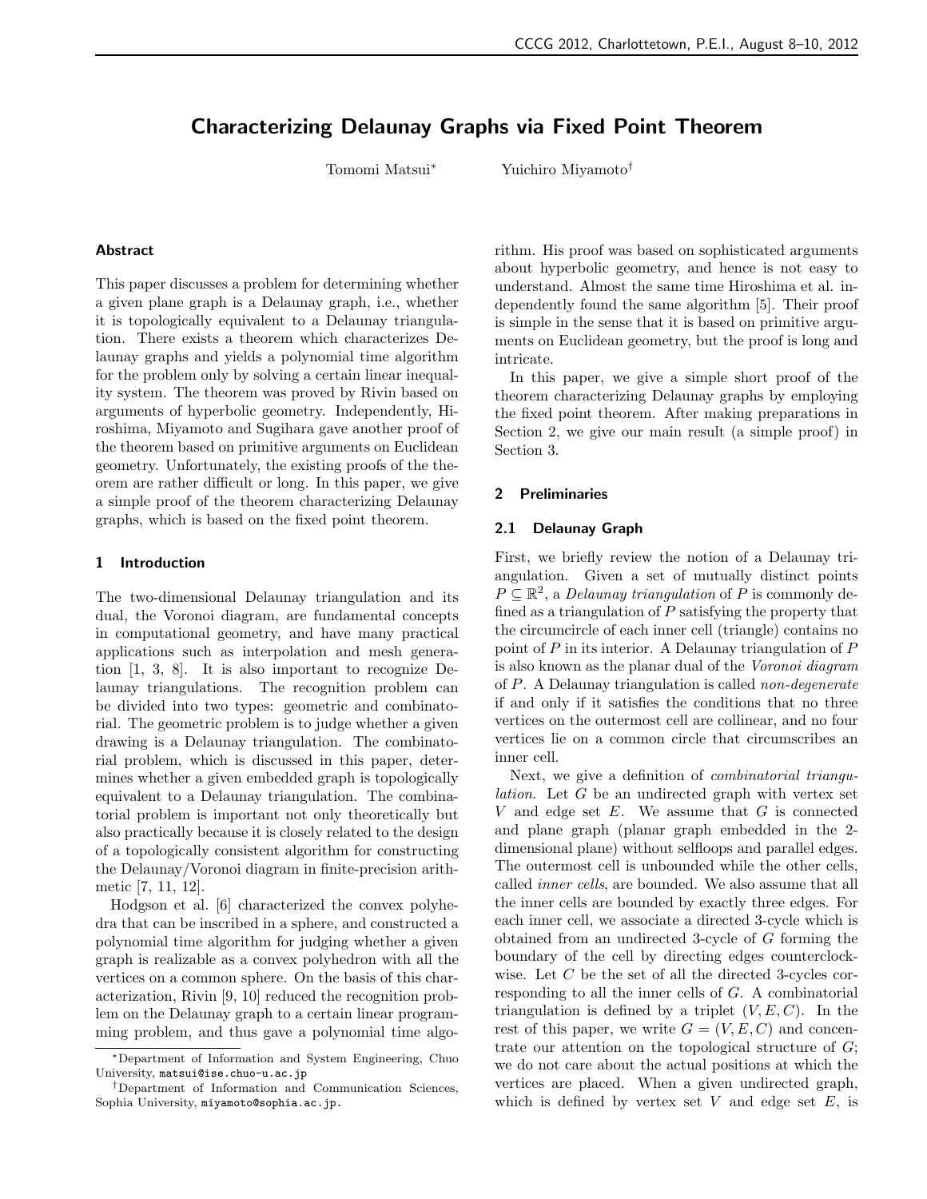# Characterizing Delaunay Graphs via Fixed Point Theorem

Tomomi Matsui[*] Yuichiro Miyamoto[†]

## Abstract

This paper discusses a problem for determining whether a given plane graph is a Delaunay graph, i.e., whether it is topologically equivalent to a Delaunay triangulation. There exists a theorem which characterizes Delaunay graphs and yields a polynomial time algorithm for the problem only by solving a certain linear inequality system. The theorem was proved by Rivin based on arguments of hyperbolic geometry. Independently, Hiroshima, Miyamoto and Sugihara gave another proof of the theorem based on primitive arguments on Euclidean geometry. Unfortunately, the existing proofs of the theorem are rather difficult or long. In this paper, we give a simple proof of the theorem characterizing Delaunay graphs, which is based on the fixed point theorem.

## 1 Introduction

The two-dimensional Delaunay triangulation and its dual, the Voronoi diagram, are fundamental concepts in computational geometry, and have many practical applications such as interpolation and mesh generation [1, 3, 8]. It is also important to recognize Delaunay triangulations. The recognition problem can be divided into two types: geometric and combinatorial. The geometric problem is to judge whether a given drawing is a Delaunay triangulation. The combinatorial problem, which is discussed in this paper, determines whether a given embedded graph is topologically equivalent to a Delaunay triangulation. The combinatorial problem is important not only theoretically but also practically because it is closely related to the design of a topologically consistent algorithm for constructing the Delaunay/Voronoi diagram in finite-precision arithmetic [7, 11, 12].

Hodgson et al. [6] characterized the convex polyhedra that can be inscribed in a sphere, and constructed a polynomial time algorithm for judging whether a given graph is realizable as a convex polyhedron with all the vertices on a common sphere. On the basis of this characterization, Rivin [9, 10] reduced the recognition problem on the Delaunay graph to a certain linear programming problem, and thus gave a polynomial time algorithm. His proof was based on sophisticated arguments about hyperbolic geometry, and hence is not easy to understand. Almost the same time Hiroshima et al. independently found the same algorithm [5]. Their proof is simple in the sense that it is based on primitive arguments on Euclidean geometry, but the proof is long and intricate.

In this paper, we give a simple short proof of the theorem characterizing Delaunay graphs by employing the fixed point theorem. After making preparations in Section 2, we give our main result (a simple proof) in Section 3.

## 2 Preliminaries

### 2.1 Delaunay Graph

First, we briefly review the notion of a Delaunay triangulation. Given a set of mutually distinct points $P \subseteq \mathbb{R}^2$, a *Delaunay triangulation* of $P$ is commonly defined as a triangulation of $P$ satisfying the property that the circumcircle of each inner cell (triangle) contains no point of $P$ in its interior. A Delaunay triangulation of $P$ is also known as the planar dual of the *Voronoi diagram* of $P$. A Delaunay triangulation is called *non-degenerate* if and only if it satisfies the conditions that no three vertices on the outermost cell are collinear, and no four vertices lie on a common circle that circumscribes an inner cell.

Next, we give a definition of *combinatorial triangulation*. Let $G$ be an undirected graph with vertex set $V$ and edge set $E$. We assume that $G$ is connected and plane graph (planar graph embedded in the 2-dimensional plane) without selfloops and parallel edges. The outermost cell is unbounded while the other cells, called *inner cells*, are bounded. We also assume that all the inner cells are bounded by exactly three edges. For each inner cell, we associate a directed 3-cycle which is obtained from an undirected 3-cycle of $G$ forming the boundary of the cell by directing edges counterclockwise. Let $C$ be the set of all the directed 3-cycles corresponding to all the inner cells of $G$. A combinatorial triangulation is defined by a triplet $(V, E, C)$. In the rest of this paper, we write $G = (V, E, C)$ and concentrate our attention on the topological structure of $G$; we do not care about the actual positions at which the vertices are placed. When a given undirected graph, which is defined by vertex set $V$ and edge set $E$, is

---

[*] Department of Information and System Engineering, Chuo University, matsui@ise.chuo-u.ac.jp

[†] Department of Information and Communication Sciences, Sophia University, miyamoto@sophia.ac.jp.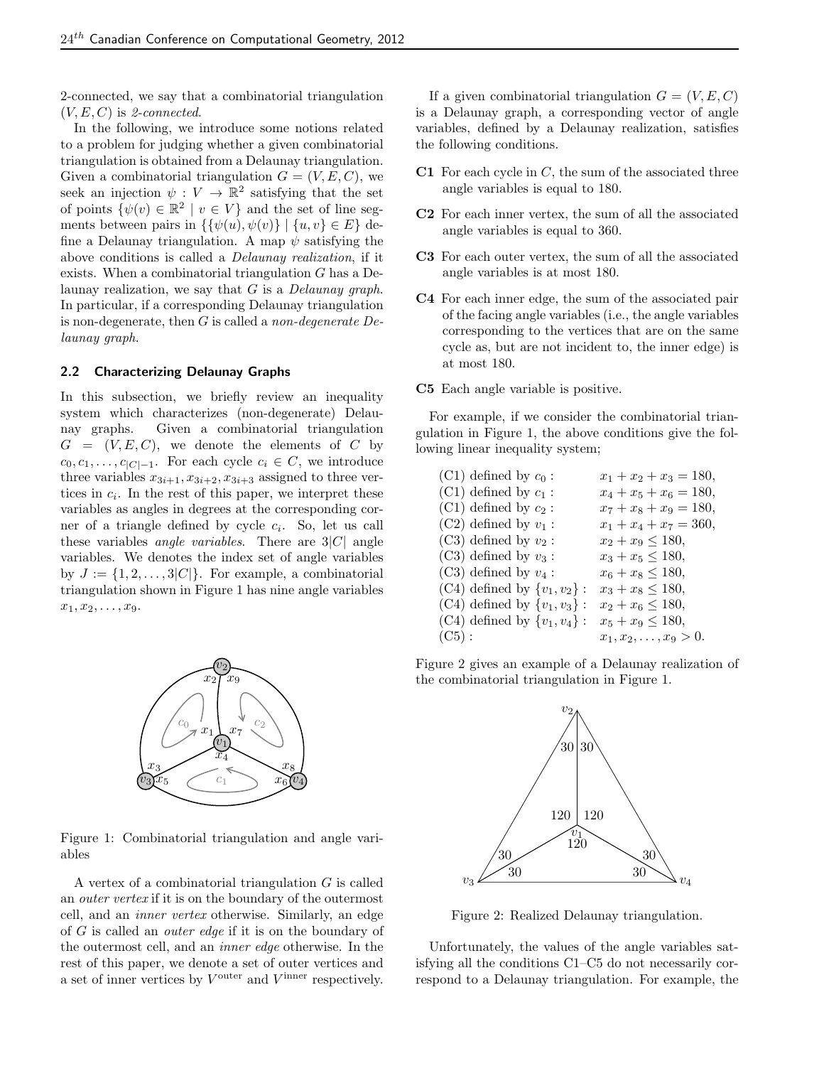2-connected, we say that a combinatorial triangulation $(V, E, C)$ is *2-connected*.

In the following, we introduce some notions related to a problem for judging whether a given combinatorial triangulation is obtained from a Delaunay triangulation. Given a combinatorial triangulation $G = (V, E, C)$, we seek an injection $\psi : V \to \mathbb{R}^2$ satisfying that the set of points $\{\psi(v) \in \mathbb{R}^2 \mid v \in V\}$ and the set of line segments between pairs in $\{\{\psi(u), \psi(v)\} \mid \{u, v\} \in E\}$ define a Delaunay triangulation. A map $\psi$ satisfying the above conditions is called a *Delaunay realization*, if it exists. When a combinatorial triangulation $G$ has a Delaunay realization, we say that $G$ is a *Delaunay graph*. In particular, if a corresponding Delaunay triangulation is non-degenerate, then $G$ is called a *non-degenerate Delaunay graph*.

### 2.2 Characterizing Delaunay Graphs

In this subsection, we briefly review an inequality system which characterizes (non-degenerate) Delaunay graphs. Given a combinatorial triangulation $G = (V, E, C)$, we denote the elements of $C$ by $c_0, c_1, \ldots, c_{|C|-1}$. For each cycle $c_i \in C$, we introduce three variables $x_{3i+1}, x_{3i+2}, x_{3i+3}$ assigned to three vertices in $c_i$. In the rest of this paper, we interpret these variables as angles in degrees at the corresponding corner of a triangle defined by cycle $c_i$. So, let us call these variables *angle variables*. There are $3|C|$ angle variables. We denotes the index set of angle variables by $J := \{1, 2, \ldots, 3|C|\}$. For example, a combinatorial triangulation shown in Figure 1 has nine angle variables $x_1, x_2, \ldots, x_9$.

Figure 1: Combinatorial triangulation and angle variables

A vertex of a combinatorial triangulation $G$ is called an *outer vertex* if it is on the boundary of the outermost cell, and an *inner vertex* otherwise. Similarly, an edge of $G$ is called an *outer edge* if it is on the boundary of the outermost cell, and an *inner edge* otherwise. In the rest of this paper, we denote a set of outer vertices and a set of inner vertices by $V^{\text{outer}}$ and $V^{\text{inner}}$ respectively.

If a given combinatorial triangulation $G = (V, E, C)$ is a Delaunay graph, a corresponding vector of angle variables, defined by a Delaunay realization, satisfies the following conditions.

- **C1** For each cycle in $C$, the sum of the associated three angle variables is equal to 180.
- **C2** For each inner vertex, the sum of all the associated angle variables is equal to 360.
- **C3** For each outer vertex, the sum of all the associated angle variables is at most 180.
- **C4** For each inner edge, the sum of the associated pair of the facing angle variables (i.e., the angle variables corresponding to the vertices that are on the same cycle as, but are not incident to, the inner edge) is at most 180.
- **C5** Each angle variable is positive.

For example, if we consider the combinatorial triangulation in Figure 1, the above conditions give the following linear inequality system;

| | |
|---|---|
| (C1) defined by $c_0$ : | $x_1 + x_2 + x_3 = 180,$ |
| (C1) defined by $c_1$ : | $x_4 + x_5 + x_6 = 180,$ |
| (C1) defined by $c_2$ : | $x_7 + x_8 + x_9 = 180,$ |
| (C2) defined by $v_1$ : | $x_1 + x_4 + x_7 = 360,$ |
| (C3) defined by $v_2$ : | $x_2 + x_9 \leq 180,$ |
| (C3) defined by $v_3$ : | $x_3 + x_5 \leq 180,$ |
| (C3) defined by $v_4$ : | $x_6 + x_8 \leq 180,$ |
| (C4) defined by $\{v_1, v_2\}$ : | $x_3 + x_8 \leq 180,$ |
| (C4) defined by $\{v_1, v_3\}$ : | $x_2 + x_6 \leq 180,$ |
| (C4) defined by $\{v_1, v_4\}$ : | $x_5 + x_9 \leq 180,$ |
| (C5) : | $x_1, x_2, \ldots, x_9 > 0.$ |

Figure 2 gives an example of a Delaunay realization of the combinatorial triangulation in Figure 1.

Figure 2: Realized Delaunay triangulation.

Unfortunately, the values of the angle variables satisfying all the conditions C1–C5 do not necessarily correspond to a Delaunay triangulation. For example, the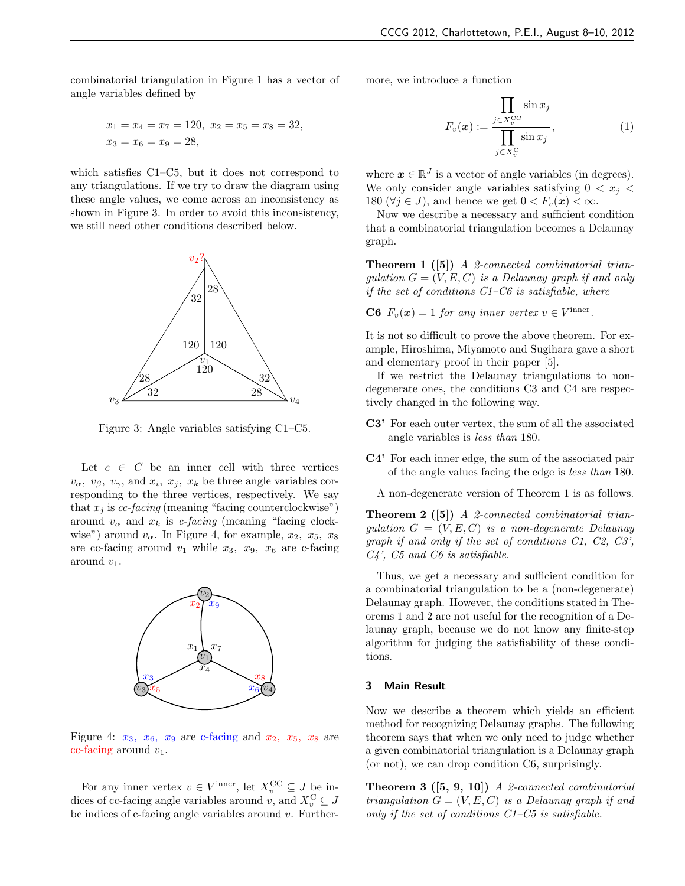combinatorial triangulation in Figure 1 has a vector of angle variables defined by

$$x_1 = x_4 = x_7 = 120,\ x_2 = x_5 = x_8 = 32,$$
$$x_3 = x_6 = x_9 = 28,$$

which satisfies C1–C5, but it does not correspond to any triangulations. If we try to draw the diagram using these angle values, we come across an inconsistency as shown in Figure 3. In order to avoid this inconsistency, we still need other conditions described below.

Figure 3: Angle variables satisfying C1–C5.

Let $c \in C$ be an inner cell with three vertices $v_\alpha$, $v_\beta$, $v_\gamma$, and $x_i$, $x_j$, $x_k$ be three angle variables corresponding to the three vertices, respectively. We say that $x_j$ is *cc-facing* (meaning "facing counterclockwise") around $v_\alpha$ and $x_k$ is *c-facing* (meaning "facing clockwise") around $v_\alpha$. In Figure 4, for example, $x_2$, $x_5$, $x_8$ are cc-facing around $v_1$ while $x_3$, $x_9$, $x_6$ are c-facing around $v_1$.

Figure 4: $x_3$, $x_6$, $x_9$ are c-facing and $x_2$, $x_5$, $x_8$ are cc-facing around $v_1$.

For any inner vertex $v \in V^{\text{inner}}$, let $X_v^{\text{CC}} \subseteq J$ be indices of cc-facing angle variables around $v$, and $X_v^{\text{C}} \subseteq J$ be indices of c-facing angle variables around $v$. Furthermore, we introduce a function

$$F_v(\boldsymbol{x}) := \frac{\displaystyle\prod_{j \in X_v^{\text{CC}}} \sin x_j}{\displaystyle\prod_{j \in X_v^{\text{C}}} \sin x_j}, \tag{1}$$

where $\boldsymbol{x} \in \mathbb{R}^J$ is a vector of angle variables (in degrees). We only consider angle variables satisfying $0 < x_j < 180$ $(\forall j \in J)$, and hence we get $0 < F_v(\boldsymbol{x}) < \infty$.

Now we describe a necessary and sufficient condition that a combinatorial triangulation becomes a Delaunay graph.

**Theorem 1 ([5])** *A 2-connected combinatorial triangulation $G = (V, E, C)$ is a Delaunay graph if and only if the set of conditions C1–C6 is satisfiable, where*

**C6** *$F_v(\boldsymbol{x}) = 1$ for any inner vertex $v \in V^{\text{inner}}$.*

It is not so difficult to prove the above theorem. For example, Hiroshima, Miyamoto and Sugihara gave a short and elementary proof in their paper [5].

If we restrict the Delaunay triangulations to nondegenerate ones, the conditions C3 and C4 are respectively changed in the following way.

**C3'** For each outer vertex, the sum of all the associated angle variables is *less than* 180.

**C4'** For each inner edge, the sum of the associated pair of the angle values facing the edge is *less than* 180.

A non-degenerate version of Theorem 1 is as follows.

**Theorem 2 ([5])** *A 2-connected combinatorial triangulation $G = (V, E, C)$ is a non-degenerate Delaunay graph if and only if the set of conditions C1, C2, C3', C4', C5 and C6 is satisfiable.*

Thus, we get a necessary and sufficient condition for a combinatorial triangulation to be a (non-degenerate) Delaunay graph. However, the conditions stated in Theorems 1 and 2 are not useful for the recognition of a Delaunay graph, because we do not know any finite-step algorithm for judging the satisfiability of these conditions.

## 3 Main Result

Now we describe a theorem which yields an efficient method for recognizing Delaunay graphs. The following theorem says that when we only need to judge whether a given combinatorial triangulation is a Delaunay graph (or not), we can drop condition C6, surprisingly.

**Theorem 3 ([5, 9, 10])** *A 2-connected combinatorial triangulation $G = (V, E, C)$ is a Delaunay graph if and only if the set of conditions C1–C5 is satisfiable.*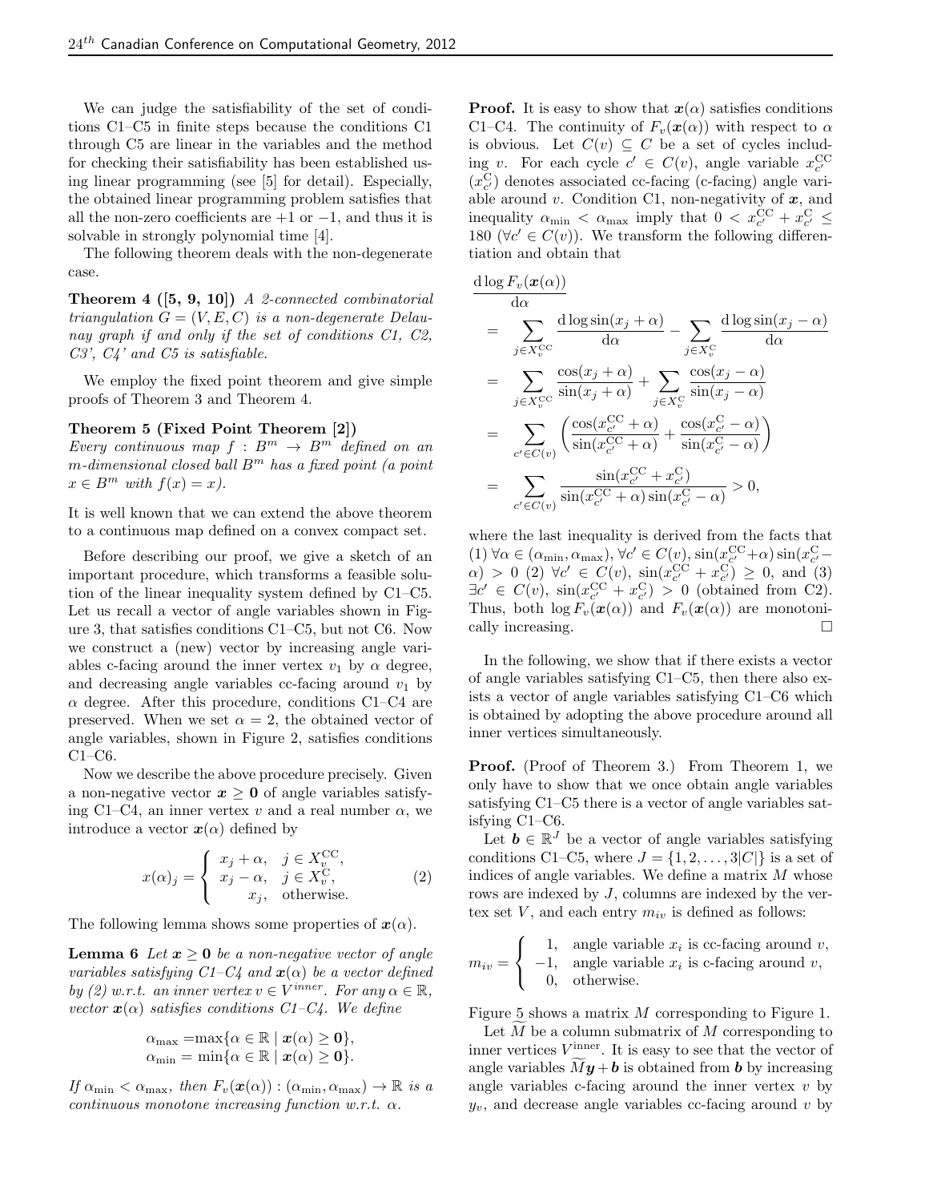We can judge the satisfiability of the set of conditions C1–C5 in finite steps because the conditions C1 through C5 are linear in the variables and the method for checking their satisfiability has been established using linear programming (see [5] for detail). Especially, the obtained linear programming problem satisfies that all the non-zero coefficients are $+1$ or $-1$, and thus it is solvable in strongly polynomial time [4].

The following theorem deals with the non-degenerate case.

**Theorem 4 ([5, 9, 10])** *A 2-connected combinatorial triangulation $G = (V, E, C)$ is a non-degenerate Delaunay graph if and only if the set of conditions C1, C2, C3', C4' and C5 is satisfiable.*

We employ the fixed point theorem and give simple proofs of Theorem 3 and Theorem 4.

**Theorem 5 (Fixed Point Theorem [2])**
*Every continuous map $f : B^m \to B^m$ defined on an $m$-dimensional closed ball $B^m$ has a fixed point (a point $x \in B^m$ with $f(x) = x$).*

It is well known that we can extend the above theorem to a continuous map defined on a convex compact set.

Before describing our proof, we give a sketch of an important procedure, which transforms a feasible solution of the linear inequality system defined by C1–C5. Let us recall a vector of angle variables shown in Figure 3, that satisfies conditions C1–C5, but not C6. Now we construct a (new) vector by increasing angle variables c-facing around the inner vertex $v_1$ by $\alpha$ degree, and decreasing angle variables cc-facing around $v_1$ by $\alpha$ degree. After this procedure, conditions C1–C4 are preserved. When we set $\alpha = 2$, the obtained vector of angle variables, shown in Figure 2, satisfies conditions C1–C6.

Now we describe the above procedure precisely. Given a non-negative vector $\boldsymbol{x} \geq \boldsymbol{0}$ of angle variables satisfying C1–C4, an inner vertex $v$ and a real number $\alpha$, we introduce a vector $\boldsymbol{x}(\alpha)$ defined by

$$x(\alpha)_j = \begin{cases} x_j + \alpha, & j \in X_v^{\mathrm{CC}}, \\ x_j - \alpha, & j \in X_v^{\mathrm{C}}, \\ x_j, & \text{otherwise.} \end{cases} \tag{2}$$

The following lemma shows some properties of $\boldsymbol{x}(\alpha)$.

**Lemma 6** *Let $\boldsymbol{x} \geq \boldsymbol{0}$ be a non-negative vector of angle variables satisfying C1–C4 and $\boldsymbol{x}(\alpha)$ be a vector defined by (2) w.r.t. an inner vertex $v \in V^{inner}$. For any $\alpha \in \mathbb{R}$, vector $\boldsymbol{x}(\alpha)$ satisfies conditions C1–C4. We define*

$$\alpha_{\max} = \max\{\alpha \in \mathbb{R} \mid \boldsymbol{x}(\alpha) \geq \boldsymbol{0}\},$$
$$\alpha_{\min} = \min\{\alpha \in \mathbb{R} \mid \boldsymbol{x}(\alpha) \geq \boldsymbol{0}\}.$$

*If $\alpha_{\min} < \alpha_{\max}$, then $F_v(\boldsymbol{x}(\alpha)) : (\alpha_{\min}, \alpha_{\max}) \to \mathbb{R}$ is a continuous monotone increasing function w.r.t. $\alpha$.*

**Proof.** It is easy to show that $\boldsymbol{x}(\alpha)$ satisfies conditions C1–C4. The continuity of $F_v(\boldsymbol{x}(\alpha))$ with respect to $\alpha$ is obvious. Let $C(v) \subseteq C$ be a set of cycles including $v$. For each cycle $c' \in C(v)$, angle variable $x_{c'}^{\mathrm{CC}}$ ($x_{c'}^{\mathrm{C}}$) denotes associated cc-facing (c-facing) angle variable around $v$. Condition C1, non-negativity of $\boldsymbol{x}$, and inequality $\alpha_{\min} < \alpha_{\max}$ imply that $0 < x_{c'}^{\mathrm{CC}} + x_{c'}^{\mathrm{C}} \leq 180$ ($\forall c' \in C(v)$). We transform the following differentiation and obtain that

$$\begin{aligned}
&\frac{\mathrm{d} \log F_v(\boldsymbol{x}(\alpha))}{\mathrm{d}\alpha} \\
&= \sum_{j \in X_v^{\mathrm{CC}}} \frac{\mathrm{d} \log \sin(x_j + \alpha)}{\mathrm{d}\alpha} - \sum_{j \in X_v^{\mathrm{C}}} \frac{\mathrm{d} \log \sin(x_j - \alpha)}{\mathrm{d}\alpha} \\
&= \sum_{j \in X_v^{\mathrm{CC}}} \frac{\cos(x_j + \alpha)}{\sin(x_j + \alpha)} + \sum_{j \in X_v^{\mathrm{C}}} \frac{\cos(x_j - \alpha)}{\sin(x_j - \alpha)} \\
&= \sum_{c' \in C(v)} \left( \frac{\cos(x_{c'}^{\mathrm{CC}} + \alpha)}{\sin(x_{c'}^{\mathrm{CC}} + \alpha)} + \frac{\cos(x_{c'}^{\mathrm{C}} - \alpha)}{\sin(x_{c'}^{\mathrm{C}} - \alpha)} \right) \\
&= \sum_{c' \in C(v)} \frac{\sin(x_{c'}^{\mathrm{CC}} + x_{c'}^{\mathrm{C}})}{\sin(x_{c'}^{\mathrm{CC}} + \alpha)\sin(x_{c'}^{\mathrm{C}} - \alpha)} > 0,
\end{aligned}$$

where the last inequality is derived from the facts that (1) $\forall \alpha \in (\alpha_{\min}, \alpha_{\max}), \forall c' \in C(v), \sin(x_{c'}^{\mathrm{CC}} + \alpha)\sin(x_{c'}^{\mathrm{C}} - \alpha) > 0$ (2) $\forall c' \in C(v)$, $\sin(x_{c'}^{\mathrm{CC}} + x_{c'}^{\mathrm{C}}) \geq 0$, and (3) $\exists c' \in C(v)$, $\sin(x_{c'}^{\mathrm{CC}} + x_{c'}^{\mathrm{C}}) > 0$ (obtained from C2). Thus, both $\log F_v(\boldsymbol{x}(\alpha))$ and $F_v(\boldsymbol{x}(\alpha))$ are monotonically increasing. □

In the following, we show that if there exists a vector of angle variables satisfying C1–C5, then there also exists a vector of angle variables satisfying C1–C6 which is obtained by adopting the above procedure around all inner vertices simultaneously.

**Proof.** (Proof of Theorem 3.) From Theorem 1, we only have to show that we once obtain angle variables satisfying C1–C5 there is a vector of angle variables satisfying C1–C6.

Let $\boldsymbol{b} \in \mathbb{R}^J$ be a vector of angle variables satisfying conditions C1–C5, where $J = \{1, 2, \ldots, 3|C|\}$ is a set of indices of angle variables. We define a matrix $M$ whose rows are indexed by $J$, columns are indexed by the vertex set $V$, and each entry $m_{iv}$ is defined as follows:

$$m_{iv} = \begin{cases} 1, & \text{angle variable } x_i \text{ is cc-facing around } v, \\ -1, & \text{angle variable } x_i \text{ is c-facing around } v, \\ 0, & \text{otherwise.} \end{cases}$$

Figure 5 shows a matrix $M$ corresponding to Figure 1.

Let $\widetilde{M}$ be a column submatrix of $M$ corresponding to inner vertices $V^{\mathrm{inner}}$. It is easy to see that the vector of angle variables $\widetilde{M}\boldsymbol{y} + \boldsymbol{b}$ is obtained from $\boldsymbol{b}$ by increasing angle variables c-facing around the inner vertex $v$ by $y_v$, and decrease angle variables cc-facing around $v$ by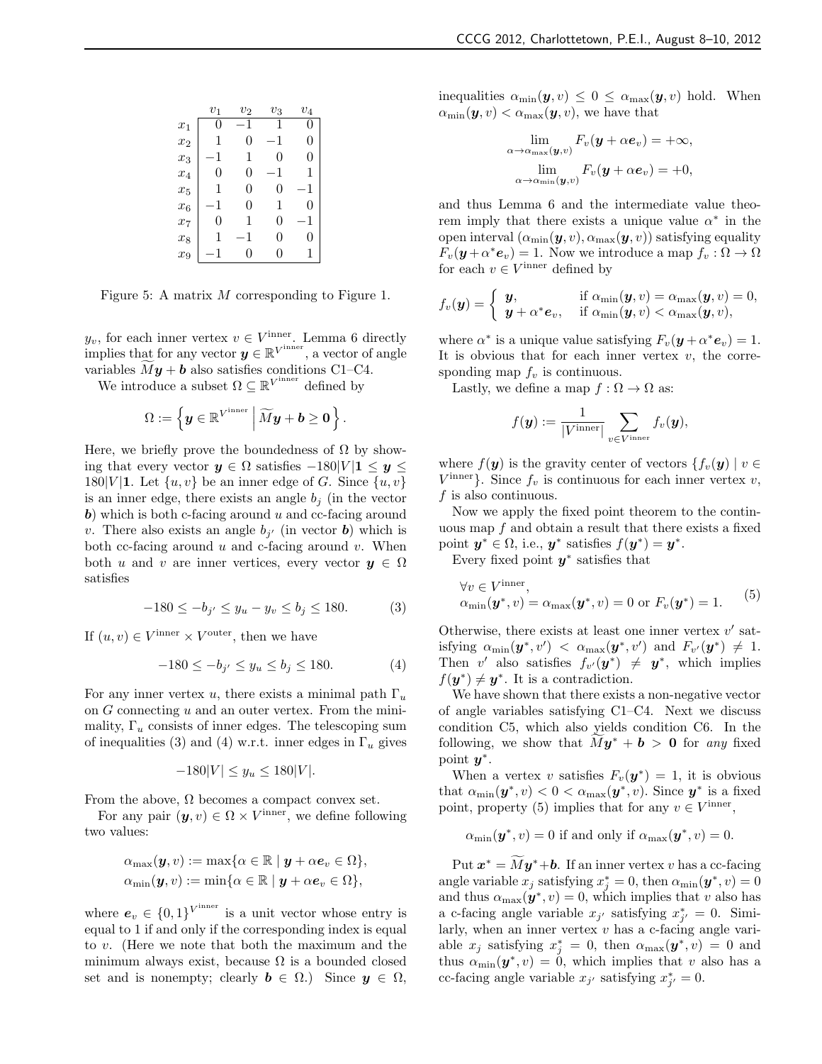|  | $v_1$ | $v_2$ | $v_3$ | $v_4$ |
|---|---|---|---|---|
| $x_1$ | 0 | −1 | 1 | 0 |
| $x_2$ | 1 | 0 | −1 | 0 |
| $x_3$ | −1 | 1 | 0 | 0 |
| $x_4$ | 0 | 0 | −1 | 1 |
| $x_5$ | 1 | 0 | 0 | −1 |
| $x_6$ | −1 | 0 | 1 | 0 |
| $x_7$ | 0 | 1 | 0 | −1 |
| $x_8$ | 1 | −1 | 0 | 0 |
| $x_9$ | −1 | 0 | 0 | 1 |

Figure 5: A matrix $M$ corresponding to Figure 1.

$y_v$, for each inner vertex $v \in V^{\text{inner}}$. Lemma 6 directly implies that for any vector $\boldsymbol{y} \in \mathbb{R}^{V^{\text{inner}}}$, a vector of angle variables $\widetilde{M}\boldsymbol{y} + \boldsymbol{b}$ also satisfies conditions C1–C4.

We introduce a subset $\Omega \subseteq \mathbb{R}^{V^{\text{inner}}}$ defined by

$$\Omega := \left\{ \boldsymbol{y} \in \mathbb{R}^{V^{\text{inner}}} \;\middle|\; \widetilde{M}\boldsymbol{y} + \boldsymbol{b} \geq \boldsymbol{0} \right\}.$$

Here, we briefly prove the boundedness of $\Omega$ by showing that every vector $\boldsymbol{y} \in \Omega$ satisfies $-180|V|\boldsymbol{1} \leq \boldsymbol{y} \leq 180|V|\boldsymbol{1}$. Let $\{u, v\}$ be an inner edge of $G$. Since $\{u, v\}$ is an inner edge, there exists an angle $b_j$ (in the vector $\boldsymbol{b}$) which is both c-facing around $u$ and cc-facing around $v$. There also exists an angle $b_{j'}$ (in vector $\boldsymbol{b}$) which is both cc-facing around $u$ and c-facing around $v$. When both $u$ and $v$ are inner vertices, every vector $\boldsymbol{y} \in \Omega$ satisfies

$$-180 \leq -b_{j'} \leq y_u - y_v \leq b_j \leq 180. \tag{3}$$

If $(u, v) \in V^{\text{inner}} \times V^{\text{outer}}$, then we have

$$-180 \leq -b_{j'} \leq y_u \leq b_j \leq 180. \tag{4}$$

For any inner vertex $u$, there exists a minimal path $\Gamma_u$ on $G$ connecting $u$ and an outer vertex. From the minimality, $\Gamma_u$ consists of inner edges. The telescoping sum of inequalities (3) and (4) w.r.t. inner edges in $\Gamma_u$ gives

$$-180|V| \leq y_u \leq 180|V|.$$

From the above, $\Omega$ becomes a compact convex set.

For any pair $(\boldsymbol{y}, v) \in \Omega \times V^{\text{inner}}$, we define following two values:

$$\alpha_{\max}(\boldsymbol{y}, v) := \max\{\alpha \in \mathbb{R} \mid \boldsymbol{y} + \alpha \boldsymbol{e}_v \in \Omega\},$$
$$\alpha_{\min}(\boldsymbol{y}, v) := \min\{\alpha \in \mathbb{R} \mid \boldsymbol{y} + \alpha \boldsymbol{e}_v \in \Omega\},$$

where $\boldsymbol{e}_v \in \{0,1\}^{V^{\text{inner}}}$ is a unit vector whose entry is equal to 1 if and only if the corresponding index is equal to $v$. (Here we note that both the maximum and the minimum always exist, because $\Omega$ is a bounded closed set and is nonempty; clearly $\boldsymbol{b} \in \Omega$.) Since $\boldsymbol{y} \in \Omega$, inequalities $\alpha_{\min}(\boldsymbol{y}, v) \leq 0 \leq \alpha_{\max}(\boldsymbol{y}, v)$ hold. When $\alpha_{\min}(\boldsymbol{y}, v) < \alpha_{\max}(\boldsymbol{y}, v)$, we have that

$$\lim_{\alpha \to \alpha_{\max}(\boldsymbol{y},v)} F_v(\boldsymbol{y} + \alpha \boldsymbol{e}_v) = +\infty,$$
$$\lim_{\alpha \to \alpha_{\min}(\boldsymbol{y},v)} F_v(\boldsymbol{y} + \alpha \boldsymbol{e}_v) = +0,$$

and thus Lemma 6 and the intermediate value theorem imply that there exists a unique value $\alpha^*$ in the open interval $(\alpha_{\min}(\boldsymbol{y}, v), \alpha_{\max}(\boldsymbol{y}, v))$ satisfying equality $F_v(\boldsymbol{y} + \alpha^* \boldsymbol{e}_v) = 1$. Now we introduce a map $f_v : \Omega \to \Omega$ for each $v \in V^{\text{inner}}$ defined by

$$f_v(\boldsymbol{y}) = \begin{cases} \boldsymbol{y}, & \text{if } \alpha_{\min}(\boldsymbol{y}, v) = \alpha_{\max}(\boldsymbol{y}, v) = 0, \\ \boldsymbol{y} + \alpha^* \boldsymbol{e}_v, & \text{if } \alpha_{\min}(\boldsymbol{y}, v) < \alpha_{\max}(\boldsymbol{y}, v), \end{cases}$$

where $\alpha^*$ is a unique value satisfying $F_v(\boldsymbol{y} + \alpha^* \boldsymbol{e}_v) = 1$. It is obvious that for each inner vertex $v$, the corresponding map $f_v$ is continuous.

Lastly, we define a map $f : \Omega \to \Omega$ as:

$$f(\boldsymbol{y}) := \frac{1}{|V^{\text{inner}}|} \sum_{v \in V^{\text{inner}}} f_v(\boldsymbol{y}),$$

where $f(\boldsymbol{y})$ is the gravity center of vectors $\{f_v(\boldsymbol{y}) \mid v \in V^{\text{inner}}\}$. Since $f_v$ is continuous for each inner vertex $v$, $f$ is also continuous.

Now we apply the fixed point theorem to the continuous map $f$ and obtain a result that there exists a fixed point $\boldsymbol{y}^* \in \Omega$, i.e., $\boldsymbol{y}^*$ satisfies $f(\boldsymbol{y}^*) = \boldsymbol{y}^*$.

Every fixed point $\boldsymbol{y}^*$ satisfies that

$$\begin{aligned} &\forall v \in V^{\text{inner}}, \\ &\alpha_{\min}(\boldsymbol{y}^*, v) = \alpha_{\max}(\boldsymbol{y}^*, v) = 0 \text{ or } F_v(\boldsymbol{y}^*) = 1. \end{aligned} \tag{5}$$

Otherwise, there exists at least one inner vertex $v'$ satisfying $\alpha_{\min}(\boldsymbol{y}^*, v') < \alpha_{\max}(\boldsymbol{y}^*, v')$ and $F_{v'}(\boldsymbol{y}^*) \neq 1$. Then $v'$ also satisfies $f_{v'}(\boldsymbol{y}^*) \neq \boldsymbol{y}^*$, which implies $f(\boldsymbol{y}^*) \neq \boldsymbol{y}^*$. It is a contradiction.

We have shown that there exists a non-negative vector of angle variables satisfying C1–C4. Next we discuss condition C5, which also yields condition C6. In the following, we show that $\widetilde{M}\boldsymbol{y}^* + \boldsymbol{b} > \boldsymbol{0}$ for *any* fixed point $\boldsymbol{y}^*$.

When a vertex $v$ satisfies $F_v(\boldsymbol{y}^*) = 1$, it is obvious that $\alpha_{\min}(\boldsymbol{y}^*, v) < 0 < \alpha_{\max}(\boldsymbol{y}^*, v)$. Since $\boldsymbol{y}^*$ is a fixed point, property (5) implies that for any $v \in V^{\text{inner}}$,

$$\alpha_{\min}(\boldsymbol{y}^*, v) = 0 \text{ if and only if } \alpha_{\max}(\boldsymbol{y}^*, v) = 0.$$

Put $\boldsymbol{x}^* = \widetilde{M}\boldsymbol{y}^* + \boldsymbol{b}$. If an inner vertex $v$ has a cc-facing angle variable $x_j$ satisfying $x_j^* = 0$, then $\alpha_{\min}(\boldsymbol{y}^*, v) = 0$ and thus $\alpha_{\max}(\boldsymbol{y}^*, v) = 0$, which implies that $v$ also has a c-facing angle variable $x_{j'}$ satisfying $x_{j'}^* = 0$. Similarly, when an inner vertex $v$ has a c-facing angle variable $x_j$ satisfying $x_j^* = 0$, then $\alpha_{\max}(\boldsymbol{y}^*, v) = 0$ and thus $\alpha_{\min}(\boldsymbol{y}^*, v) = 0$, which implies that $v$ also has a cc-facing angle variable $x_{j'}$ satisfying $x_{j'}^* = 0$.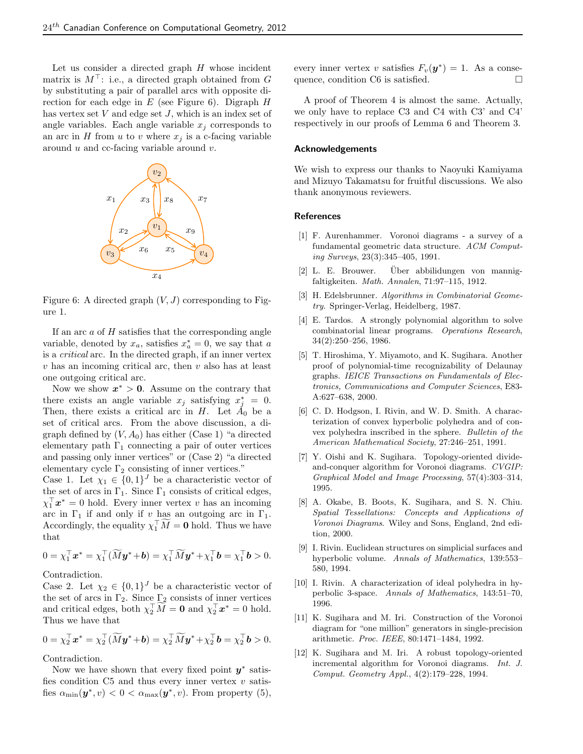Let us consider a directed graph $H$ whose incident matrix is $M^\top$: i.e., a directed graph obtained from $G$ by substituting a pair of parallel arcs with opposite direction for each edge in $E$ (see Figure 6). Digraph $H$ has vertex set $V$ and edge set $J$, which is an index set of angle variables. Each angle variable $x_j$ corresponds to an arc in $H$ from $u$ to $v$ where $x_j$ is a c-facing variable around $u$ and cc-facing variable around $v$.

$v_2$ $x_1$ $x_3$ $x_8$ $x_7$ $v_1$ $x_2$ $x_9$ $v_3$ $x_6$ $x_5$ $v_4$ $x_4$

Figure 6: A directed graph $(V, J)$ corresponding to Figure 1.

If an arc $a$ of $H$ satisfies that the corresponding angle variable, denoted by $x_a$, satisfies $x^*_a = 0$, we say that $a$ is a *critical* arc. In the directed graph, if an inner vertex $v$ has an incoming critical arc, then $v$ also has at least one outgoing critical arc.

Now we show $\boldsymbol{x}^* > \boldsymbol{0}$. Assume on the contrary that there exists an angle variable $x_j$ satisfying $x^*_j = 0$. Then, there exists a critical arc in $H$. Let $A_0$ be a set of critical arcs. From the above discussion, a digraph defined by $(V, A_0)$ has either (Case 1) "a directed elementary path $\Gamma_1$ connecting a pair of outer vertices and passing only inner vertices" or (Case 2) "a directed elementary cycle $\Gamma_2$ consisting of inner vertices."

Case 1. Let $\chi_1 \in \{0,1\}^J$ be a characteristic vector of the set of arcs in $\Gamma_1$. Since $\Gamma_1$ consists of critical edges, $\chi_1^\top \boldsymbol{x}^* = 0$ hold. Every inner vertex $v$ has an incoming arc in $\Gamma_1$ if and only if $v$ has an outgoing arc in $\Gamma_1$. Accordingly, the equality $\chi_1^\top \widetilde{M} = \boldsymbol{0}$ hold. Thus we have that

$$0 = \chi_1^\top \boldsymbol{x}^* = \chi_1^\top(\widetilde{M}\boldsymbol{y}^* + \boldsymbol{b}) = \chi_1^\top \widetilde{M}\boldsymbol{y}^* + \chi_1^\top \boldsymbol{b} = \chi_1^\top \boldsymbol{b} > 0.$$

Contradiction.

Case 2. Let $\chi_2 \in \{0,1\}^J$ be a characteristic vector of the set of arcs in $\Gamma_2$. Since $\Gamma_2$ consists of inner vertices and critical edges, both $\chi_2^\top \widetilde{M} = \boldsymbol{0}$ and $\chi_2^\top \boldsymbol{x}^* = 0$ hold. Thus we have that

$$0 = \chi_2^\top \boldsymbol{x}^* = \chi_2^\top(\widetilde{M}\boldsymbol{y}^* + \boldsymbol{b}) = \chi_2^\top \widetilde{M}\boldsymbol{y}^* + \chi_2^\top \boldsymbol{b} = \chi_2^\top \boldsymbol{b} > 0.$$

Contradiction.

Now we have shown that every fixed point $\boldsymbol{y}^*$ satisfies condition C5 and thus every inner vertex $v$ satisfies $\alpha_{\min}(\boldsymbol{y}^*, v) < 0 < \alpha_{\max}(\boldsymbol{y}^*, v)$. From property (5), every inner vertex $v$ satisfies $F_v(\boldsymbol{y}^*) = 1$. As a consequence, condition C6 is satisfied. □

A proof of Theorem 4 is almost the same. Actually, we only have to replace C3 and C4 with C3' and C4' respectively in our proofs of Lemma 6 and Theorem 3.

## Acknowledgements

We wish to express our thanks to Naoyuki Kamiyama and Mizuyo Takamatsu for fruitful discussions. We also thank anonymous reviewers.

## References

[1] F. Aurenhammer. Voronoi diagrams - a survey of a fundamental geometric data structure. *ACM Computing Surveys*, 23(3):345–405, 1991.

[2] L. E. Brouwer. Über abbildungen von mannigfaltigkeiten. *Math. Annalen*, 71:97–115, 1912.

[3] H. Edelsbrunner. *Algorithms in Combinatorial Geometry*. Springer-Verlag, Heidelberg, 1987.

[4] E. Tardos. A strongly polynomial algorithm to solve combinatorial linear programs. *Operations Research*, 34(2):250–256, 1986.

[5] T. Hiroshima, Y. Miyamoto, and K. Sugihara. Another proof of polynomial-time recognizability of Delaunay graphs. *IEICE Transactions on Fundamentals of Electronics, Communications and Computer Sciences*, E83-A:627–638, 2000.

[6] C. D. Hodgson, I. Rivin, and W. D. Smith. A characterization of convex hyperbolic polyhedra and of convex polyhedra inscribed in the sphere. *Bulletin of the American Mathematical Society*, 27:246–251, 1991.

[7] Y. Oishi and K. Sugihara. Topology-oriented divide-and-conquer algorithm for Voronoi diagrams. *CVGIP: Graphical Model and Image Processing*, 57(4):303–314, 1995.

[8] A. Okabe, B. Boots, K. Sugihara, and S. N. Chiu. *Spatial Tessellations: Concepts and Applications of Voronoi Diagrams*. Wiley and Sons, England, 2nd edition, 2000.

[9] I. Rivin. Euclidean structures on simplicial surfaces and hyperbolic volume. *Annals of Mathematics*, 139:553–580, 1994.

[10] I. Rivin. A characterization of ideal polyhedra in hyperbolic 3-space. *Annals of Mathematics*, 143:51–70, 1996.

[11] K. Sugihara and M. Iri. Construction of the Voronoi diagram for "one million" generators in single-precision arithmetic. *Proc. IEEE*, 80:1471–1484, 1992.

[12] K. Sugihara and M. Iri. A robust topology-oriented incremental algorithm for Voronoi diagrams. *Int. J. Comput. Geometry Appl.*, 4(2):179–228, 1994.